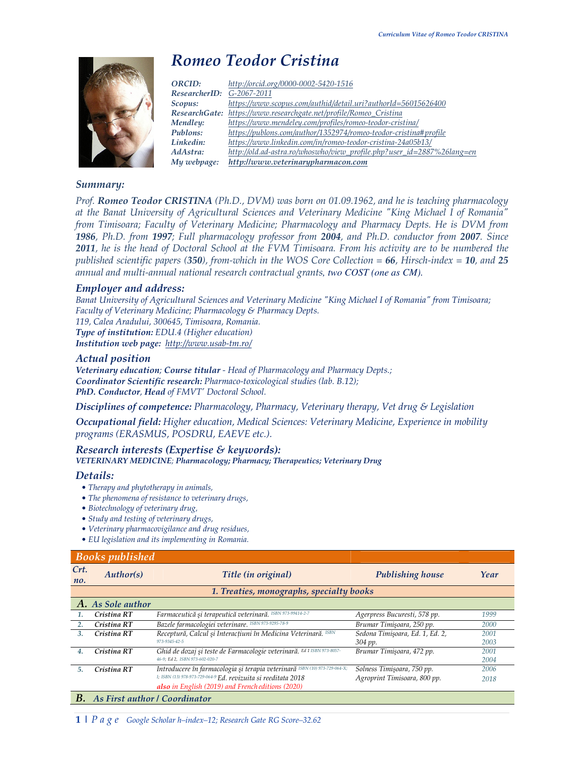# Romeo Teodor Cristina

| | |
|---|---|
| *ORCID:* | *http://orcid.org/0000-0002-5420-1516* |
| *ResearcherID:* | *G-2067-2011* |
| *Scopus:* | *https://www.scopus.com/authid/detail.uri?authorId=56015626400* |
| *ResearchGate:* | *https://www.researchgate.net/profile/Romeo_Cristina* |
| *Mendley:* | *https://www.mendeley.com/profiles/romeo-teodor-cristina/* |
| *Publons:* | *https://publons.com/author/1352974/romeo-teodor-cristina#profile* |
| *Linkedin:* | *https://www.linkedin.com/in/romeo-teodor-cristina-24a05b13/* |
| *AdAstra:* | *http://old.ad-astra.ro/whoswho/view_profile.php?user_id=2887%26lang=en* |
| *My webpage:* | ***http://www.veterinarypharmacon.com*** |

## Summary:

*Prof.* ***Romeo Teodor CRISTINA*** *(Ph.D., DVM) was born on 01.09.1962, and he is teaching pharmacology at the Banat University of Agricultural Sciences and Veterinary Medicine "King Michael I of Romania" from Timisoara; Faculty of Veterinary Medicine; Pharmacology and Pharmacy Depts. He is DVM from* ***1986****, Ph.D. from* ***1997****; Full pharmacology professor from* ***2004****, and Ph.D. conductor from* ***2007****. Since* ***2011****, he is the head of Doctoral School at the FVM Timisoara. From his activity are to be numbered the published scientific papers (****350****), from-which in the WOS Core Collection =* ***66****, Hirsch-index =* ***10****, and* ***25*** *annual and multi-annual national research contractual grants, two COST (one as CM).*

## Employer and address:

*Banat University of Agricultural Sciences and Veterinary Medicine "King Michael I of Romania" from Timisoara;*
*Faculty of Veterinary Medicine; Pharmacology & Pharmacy Depts.*
*119, Calea Aradului, 300645, Timisoara, Romania.*
***Type of institution:*** *EDU.4 (Higher education)*
***Institution web page:*** *http://www.usab-tm.ro/*

## Actual position

***Veterinary education****;* ***Course titular*** *- Head of Pharmacology and Pharmacy Depts.;*
***Coordinator Scientific research:*** *Pharmaco-toxicological studies (lab. B.12);*
***PhD. Conductor****,* ***Head*** *of FMVT' Doctoral School.*

***Disciplines of competence:*** *Pharmacology, Pharmacy, Veterinary therapy, Vet drug & Legislation*

***Occupational field:*** *Higher education, Medical Sciences: Veterinary Medicine, Experience in mobility programs (ERASMUS, POSDRU, EAEVE etc.).*

## Research interests (Expertise & keywords):

***VETERINARY MEDICINE****;* ***Pharmacology; Pharmacy; Therapeutics; Veterinary Drug***

## Details:

- *Therapy and phytotherapy in animals,*
- *The phenomena of resistance to veterinary drugs,*
- *Biotechnology of veterinary drug,*
- *Study and testing of veterinary drugs,*
- *Veterinary pharmacovigilance and drug residues,*
- *EU legislation and its implementing in Romania.*

## Books published

| Crt. no. | Author(s) | Title (in original) | Publishing house | Year |
|---|---|---|---|---|
| | | **1. Treaties, monographs, specialty books** | | |
| **A. As Sole author** | | | | |
| 1. | Cristina RT | Farmaceutică şi terapeutică veterinară. ISBN 973-99414-2-7 | Agerpress Bucuresti, 578 pp. | 1999 |
| 2. | Cristina RT | Bazele farmacologiei veterinare. ISBN 973-9295-78-9 | Brumar Timişoara, 250 pp. | 2000 |
| 3. | Cristina RT | Receptură, Calcul şi Interacţiuni în Medicina Veterinară. ISBN 973-9345-42-5 | Sedona Timişoara, Ed. 1, Ed. 2, 304 pp. | 2001<br>2003 |
| 4. | Cristina RT | Ghid de dozaj şi teste de Farmacologie veterinară. Ed 1 ISBN 973-8057-46-9; Ed 2, ISBN 973-602-020-7 | Brumar Timişoara, 472 pp. | 2001<br>2004 |
| 5. | Cristina RT | Introducere în farmacologia şi terapia veterinară ISBN (10) 973-729-064-X; ISBN (13) 978-973-729-064-9 Ed. revizuita si reeditata 2018<br>also in English (2019) and French editions (2020) | Solness Timişoara, 750 pp.<br>Agroprint Timisoara, 800 pp. | 2006<br>2018 |
| **B. As First author / Coordinator** | | | | |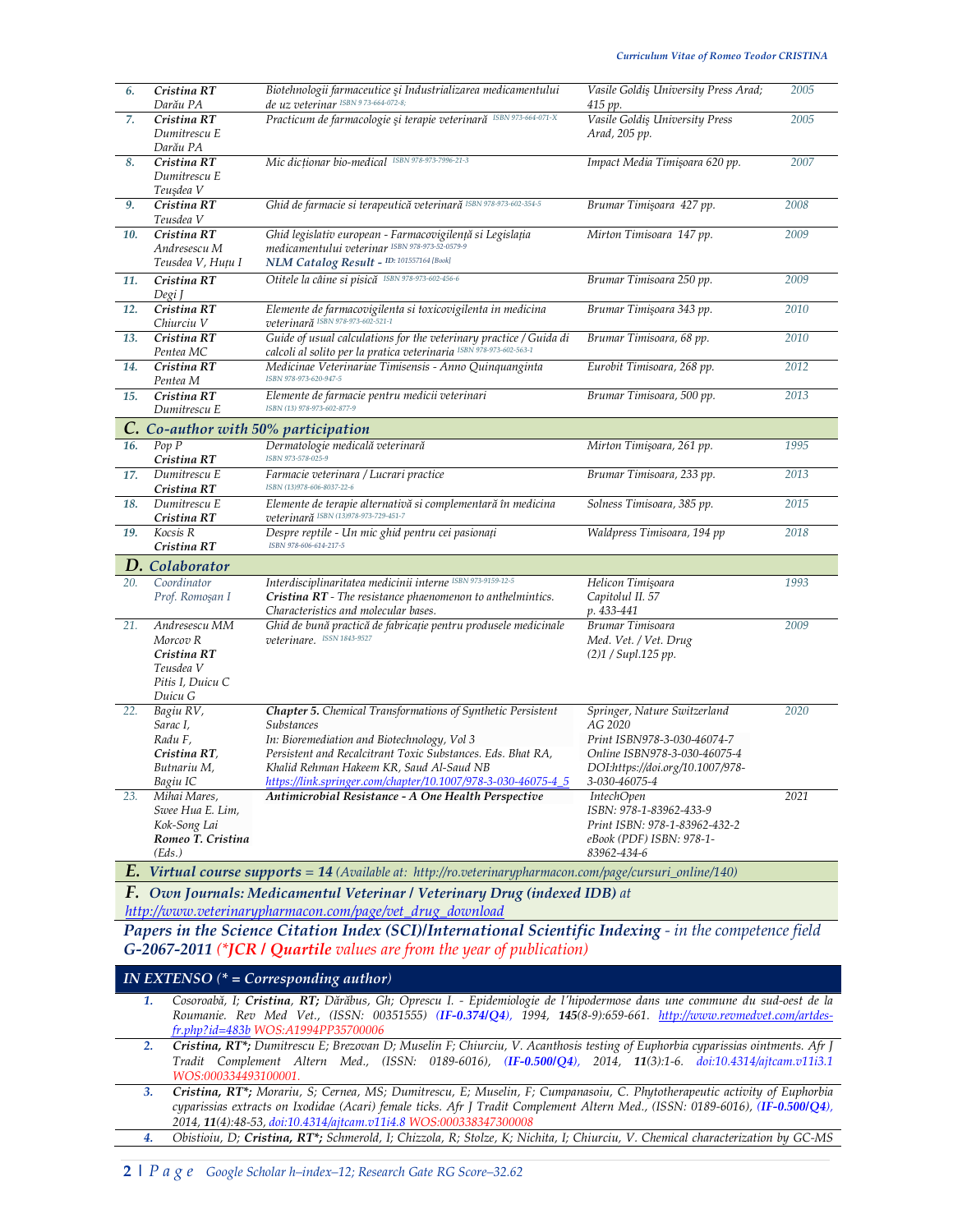| | | | | |
|---|---|---|---|---|
| 6. | **Cristina RT** Darău PA | Biotehnologii farmaceutice şi Industrializarea medicamentului de uz veterinar ISBN 9 73-664-072-8; | Vasile Goldiş University Press Arad; 415 pp. | 2005 |
| 7. | **Cristina RT** Dumitrescu E Darău PA | Practicum de farmacologie şi terapie veterinară ISBN 973-664-071-X | Vasile Goldiş University Press Arad, 205 pp. | 2005 |
| 8. | **Cristina RT** Dumitrescu E Teuşdea V | Mic dicționar bio-medical ISBN 978-973-7996-21-3 | Impact Media Timişoara 620 pp. | 2007 |
| 9. | **Cristina RT** Teusdea V | Ghid de farmacie si terapeutică veterinară ISBN 978-973-602-354-5 | Brumar Timişoara 427 pp. | 2008 |
| 10. | **Cristina RT** Andresescu M Teusdea V, Huţu I | Ghid legislativ european - Farmacovigilență si Legislația medicamentului veterinar ISBN 978-973-52-0579-9 **NLM Catalog Result** - ID: 101557164 [Book] | Mirton Timisoara 147 pp. | 2009 |
| 11. | **Cristina RT** Degi J | Otitele la câine si pisică ISBN 978-973-602-456-6 | Brumar Timisoara 250 pp. | 2009 |
| 12. | **Cristina RT** Chiurciu V | Elemente de farmacovigilenta si toxicovigilenta in medicina veterinară ISBN 978-973-602-521-1 | Brumar Timişoara 343 pp. | 2010 |
| 13. | **Cristina RT** Pentea MC | Guide of usual calculations for the veterinary practice / Guida di calcoli al solito per la pratica veterinaria ISBN 978-973-602-563-1 | Brumar Timisoara, 68 pp. | 2010 |
| 14. | **Cristina RT** Pentea M | Medicinae Veterinariae Timisensis - Anno Quinquanginta ISBN 978-973-620-947-5 | Eurobit Timisoara, 268 pp. | 2012 |
| 15. | **Cristina RT** Dumitrescu E | Elemente de farmacie pentru medicii veterinari ISBN (13) 978-973-602-877-9 | Brumar Timisoara, 500 pp. | 2013 |
| **C.** | ***Co-author with 50% participation*** | | | |
| 16. | Pop P **Cristina RT** | Dermatologie medicală veterinară ISBN 973-578-025-9 | Mirton Timişoara, 261 pp. | 1995 |
| 17. | Dumitrescu E **Cristina RT** | Farmacie veterinara / Lucrari practice ISBN (13)978-606-8037-22-6 | Brumar Timisoara, 233 pp. | 2013 |
| 18. | Dumitrescu E **Cristina RT** | Elemente de terapie alternativă si complementară în medicina veterinară ISBN (13)978-973-729-451-7 | Solness Timisoara, 385 pp. | 2015 |
| 19. | Kocsis R **Cristina RT** | Despre reptile - Un mic ghid pentru cei pasionați ISBN 978-606-614-217-5 | Waldpress Timisoara, 194 pp | 2018 |
| **D.** | ***Colaborator*** | | | |
| 20. | Coordinator Prof. Romoşan I | Interdisciplinaritatea medicinii interne ISBN 973-9159-12-5 **Cristina RT** - The resistance phaenomenon to anthelmintics. Characteristics and molecular bases. | Helicon Timişoara Capitolul II. 57 p. 433-441 | 1993 |
| 21. | Andresescu MM Morcov R **Cristina RT** Teusdea V Pitis I, Duicu C Duicu G | Ghid de bună practică de fabricație pentru produsele medicinale veterinare. ISSN 1843-9527 | Brumar Timisoara Med. Vet. / Vet. Drug (2)1 / Supl.125 pp. | 2009 |
| 22. | Bagiu RV, Sarac I, Radu F, **Cristina RT**, Butnariu M, Bagiu IC | **Chapter 5.** Chemical Transformations of Synthetic Persistent Substances In: Bioremediation and Biotechnology, Vol 3 Persistent and Recalcitrant Toxic Substances. Eds. Bhat RA, Khalid Rehman Hakeem KR, Saud Al-Saud NB https://link.springer.com/chapter/10.1007/978-3-030-46075-4_5 | Springer, Nature Switzerland AG 2020 Print ISBN978-3-030-46074-7 Online ISBN978-3-030-46075-4 DOI:https://doi.org/10.1007/978-3-030-46075-4 | 2020 |
| 23. | Mihai Mares, Swee Hua E. Lim, Kok-Song Lai **Romeo T. Cristina** (Eds.) | **Antimicrobial Resistance - A One Health Perspective** | IntechOpen ISBN: 978-1-83962-433-9 Print ISBN: 978-1-83962-432-2 eBook (PDF) ISBN: 978-1-83962-434-6 | 2021 |

**E. *Virtual course supports = 14*** *(Available at: http://ro.veterinarypharmacon.com/page/cursuri_online/140)*

**F. *Own Journals: Medicamentul Veterinar / Veterinary Drug (indexed IDB)*** *at* http://www.veterinarypharmacon.com/page/vet_drug_download

***Papers in the Science Citation Index (SCI)/International Scientific Indexing*** *- in the competence field* ***G-2067-2011*** *(\*JCR / Quartile values are from the year of publication)*

## *IN EXTENSO (\* = Corresponding author)*

1. *Cosoroabă, I;* ***Cristina, RT;*** *Dărăbus, Gh; Oprescu I. - Epidemiologie de l'hipodermose dans une commune du sud-oest de la Roumanie. Rev Med Vet., (ISSN: 00351555)* ***(IF-0.374/Q4)****, 1994,* ***145****(8-9):659-661. http://www.revmedvet.com/artdes-fr.php?id=483b WOS:A1994PP35700006*
2. ***Cristina, RT\*;*** *Dumitrescu E; Brezovan D; Muselin F; Chiurciu, V. Acanthosis testing of Euphorbia cyparissias ointments. Afr J Tradit Complement Altern Med., (ISSN: 0189-6016),* ***(IF-0.500/Q4)****, 2014,* ***11****(3):1-6. doi:10.4314/ajtcam.v11i3.1 WOS:000334493100001.*
3. ***Cristina, RT\*;*** *Morariu, S; Cernea, MS; Dumitrescu, E; Muselin, F; Cumpanasoiu, C. Phytotherapeutic activity of Euphorbia cyparissias extracts on Ixodidae (Acari) female ticks. Afr J Tradit Complement Altern Med., (ISSN: 0189-6016),* ***(IF-0.500/Q4)****, 2014,* ***11****(4):48-53, doi:10.4314/ajtcam.v11i4.8 WOS:000338347300008*
4. *Obistioiu, D;* ***Cristina, RT\*;*** *Schmerold, I; Chizzola, R; Stolze, K; Nichita, I; Chiurciu, V. Chemical characterization by GC-MS*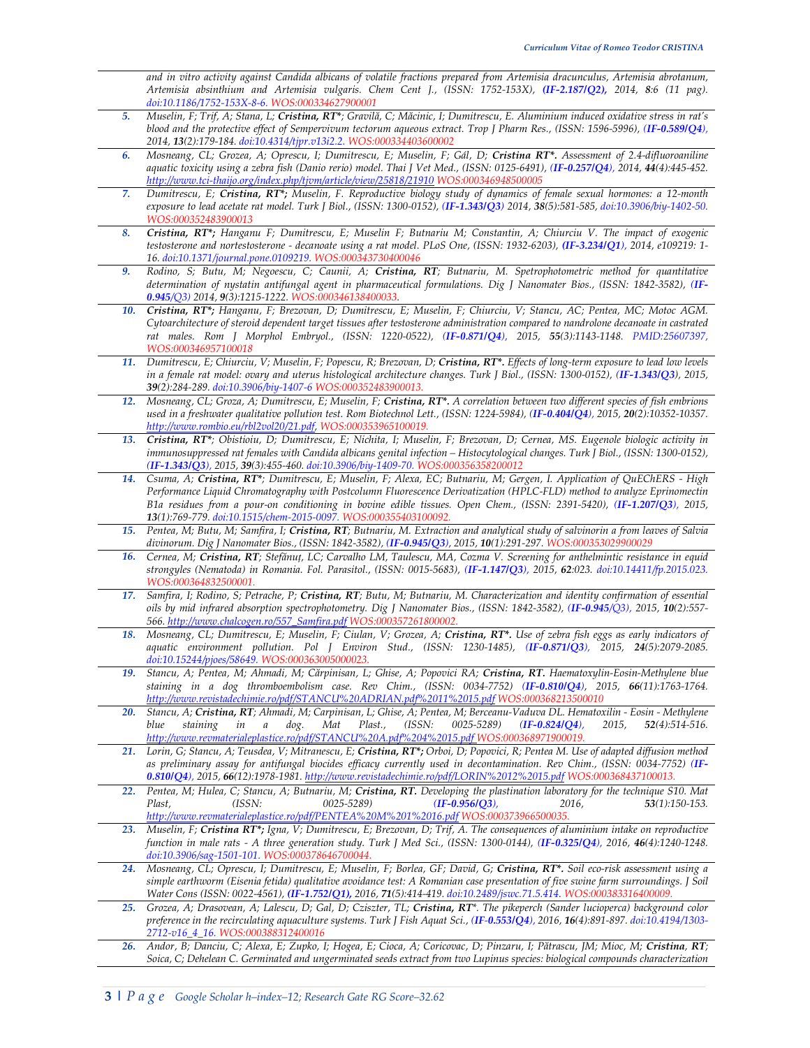*and in vitro activity against Candida albicans of volatile fractions prepared from Artemisia dracunculus, Artemisia abrotanum, Artemisia absinthium and Artemisia vulgaris. Chem Cent J., (ISSN: 1752-153X), **(IF-2.187/Q2),** 2014, **8**:6 (11 pag). doi:10.1186/1752-153X-8-6. WOS:000334627900001*

5. *Muselin, F; Trif, A; Stana, L; **Cristina, RT\***; Gravilă, C; Măcinic, I; Dumitrescu, E. Aluminium induced oxidative stress in rat's blood and the protective effect of Sempervivum tectorum aqueous extract. Trop J Pharm Res., (ISSN: 1596-5996), **(IF-0.589/Q4)**, 2014, **13**(2):179-184. doi:10.4314/tjpr.v13i2.2. WOS:000334403600002*

6. *Mosneang, CL; Grozea, A; Oprescu, I; Dumitrescu, E; Muselin, F; Gál, D; **Cristina RT\***. Assessment of 2.4-difluoroaniline aquatic toxicity using a zebra fish (Danio rerio) model. Thai J Vet Med., (ISSN: 0125-6491), **(IF-0.257/Q4)**, 2014, **44**(4):445-452. http://www.tci-thaijo.org/index.php/tjvm/article/view/25818/21910 WOS:000346948500005*

7. *Dumitrescu, E; **Cristina, RT\***; Muselin, F. Reproductive biology study of dynamics of female sexual hormones: a 12-month exposure to lead acetate rat model. Turk J Biol., (ISSN: 1300-0152), **(IF-1.343/Q3)** 2014, **38**(5):581-585, doi:10.3906/biy-1402-50. WOS:000352483900013*

8. ***Cristina, RT\***; Hanganu F; Dumitrescu, E; Muselin F; Butnariu M; Constantin, A; Chiurciu V. The impact of exogenic testosterone and nortestosterone - decanoate using a rat model. PLoS One, (ISSN: 1932-6203), **(IF-3.234/Q1)**, 2014, e109219: 1-16. doi:10.1371/journal.pone.0109219. WOS:000343730400046*

9. *Rodino, S; Butu, M; Negoescu, C; Caunii, A; **Cristina, RT**; Butnariu, M. Spetrophotometric method for quantitative determination of nystatin antifungal agent in pharmaceutical formulations. Dig J Nanomater Bios., (ISSN: 1842-3582), **(IF-0.945/**Q3) 2014, **9**(3):1215-1222. WOS:000346138400033.*

10. ***Cristina, RT\***; Hanganu, F; Brezovan, D; Dumitrescu, E; Muselin, F; Chiurciu, V; Stancu, AC; Pentea, MC; Motoc AGM. Cytoarchitecture of steroid dependent target tissues after testosterone administration compared to nandrolone decanoate in castrated rat males. Rom J Morphol Embryol., (ISSN: 1220-0522), **(IF-0.871/Q4)**, 2015, **55**(3):1143-1148. PMID:25607397, WOS:000346957100018*

11. *Dumitrescu, E; Chiurciu, V; Muselin, F; Popescu, R; Brezovan, D; **Cristina, RT\***. Effects of long-term exposure to lead low levels in a female rat model: ovary and uterus histological architecture changes. Turk J Biol., (ISSN: 1300-0152), **(IF-1.343/Q3)**, 2015, **39**(2):284-289. doi:10.3906/biy-1407-6 WOS:000352483900013.*

12. *Mosneang, CL; Groza, A; Dumitrescu, E; Muselin, F; **Cristina, RT\***. A correlation between two different species of fish embrions used in a freshwater qualitative pollution test. Rom Biotechnol Lett., (ISSN: 1224-5984), **(IF-0.404/Q4)**, 2015, **20**(2):10352-10357. http://www.rombio.eu/rbl2vol20/21.pdf, WOS:000353965100019.*

13. ***Cristina, RT\***; Obistioiu, D; Dumitrescu, E; Nichita, I; Muselin, F; Brezovan, D; Cernea, MS. Eugenole biologic activity in immunosuppressed rat females with Candida albicans genital infection – Histocytological changes. Turk J Biol., (ISSN: 1300-0152), **(IF-1.343/Q3)**, 2015, **39**(3):455-460. doi:10.3906/biy-1409-70. WOS:000356358200012*

14. *Csuma, A; **Cristina, RT\***; Dumitrescu, E; Muselin, F; Alexa, EC; Butnariu, M; Gergen, I. Application of QuEChERS - High Performance Liquid Chromatography with Postcolumn Fluorescence Derivatization (HPLC-FLD) method to analyze Eprinomectin B1a residues from a pour-on conditioning in bovine edible tissues. Open Chem., (ISSN: 2391-5420), **(IF-1.207/Q3)**, 2015, **13**(1):769-779. doi:10.1515/chem-2015-0097. WOS:000355403100092.*

15. *Pentea, M; Butu, M; Samfira, I; **Cristina, RT**; Butnariu, M. Extraction and analytical study of salvinorin a from leaves of Salvia divinorum. Dig J Nanomater Bios., (ISSN: 1842-3582), **(IF-0.945/Q3)**, 2015, **10**(1):291-297. WOS:000353029900029*

16. *Cernea, M; **Cristina, RT**; Stefănuț, LC; Carvalho LM, Taulescu, MA, Cozma V. Screening for anthelmintic resistance in equid strongyles (Nematoda) in Romania. Fol. Parasitol., (ISSN: 0015-5683), **(IF-1.147/Q3)**, 2015, **62**:023. doi:10.14411/fp.2015.023. WOS:000364832500001.*

17. *Samfira, I; Rodino, S; Petrache, P; **Cristina, RT**; Butu, M; Butnariu, M. Characterization and identity confirmation of essential oils by mid infrared absorption spectrophotometry. Dig J Nanomater Bios., (ISSN: 1842-3582), **(IF-0.945/**Q3), 2015, **10**(2):557-566. http://www.chalcogen.ro/557_Samfira.pdf WOS:000357261800002.*

18. *Mosneang, CL; Dumitrescu, E; Muselin, F; Ciulan, V; Grozea, A; **Cristina, RT\***. Use of zebra fish eggs as early indicators of aquatic environment pollution. Pol J Environ Stud., (ISSN: 1230-1485), **(IF-0.871/Q3)**, 2015, **24**(5):2079-2085. doi:10.15244/pjoes/58649. WOS:000363005000023.*

19. *Stancu, A; Pentea, M; Ahmadi, M; Cărpinisan, L; Ghise, A; Popovici RA; **Cristina, RT.** Haematoxylin-Eosin-Methylene blue staining in a dog thromboembolism case. Rev Chim., (ISSN: 0034-7752) **(IF-0.810/Q4)**, 2015, **66**(11):1763-1764. http://www.revistadechimie.ro/pdf/STANCU%20ADRIAN.pdf%2011%2015.pdf WOS:000368213500010*

20. *Stancu, A; **Cristina, RT**; Ahmadi, M; Carpinisan, L; Ghise, A; Pentea, M; Berceanu-Vaduva DL. Hematoxilin - Eosin - Methylene blue staining in a dog. Mat Plast., (ISSN: 0025-5289) **(IF-0.824/Q4)**, 2015, **52**(4):514-516. http://www.revmaterialeplastice.ro/pdf/STANCU%20A.pdf%204%2015.pdf WOS:000368971900019.*

21. *Lorin, G; Stancu, A; Teusdea, V; Mitranescu, E; **Cristina, RT\***; Orboi, D; Popovici, R; Pentea M. Use of adapted diffusion method as preliminary assay for antifungal biocides efficacy currently used in decontamination. Rev Chim., (ISSN: 0034-7752) **(IF-0.810/Q4)**, 2015, **66**(12):1978-1981. http://www.revistadechimie.ro/pdf/LORIN%2012%2015.pdf WOS:000368437100013.*

22. *Pentea, M; Hulea, C; Stancu, A; Butnariu, M; **Cristina, RT.** Developing the plastination laboratory for the technique S10. Mat Plast, (ISSN: 0025-5289) **(IF-0.956/Q3)**, 2016, **53**(1):150-153. http://www.revmaterialeplastice.ro/pdf/PENTEA%20M%201%2016.pdf WOS:000373966500035.*

23. *Muselin, F; **Cristina RT\***; Igna, V; Dumitrescu, E; Brezovan, D; Trif, A. The consequences of aluminium intake on reproductive function in male rats - A three generation study. Turk J Med Sci., (ISSN: 1300-0144), **(IF-0.325/Q4)**, 2016, **46**(4):1240-1248. doi:10.3906/sag-1501-101. WOS:000378646700044.*

24. *Mosneang, CL; Oprescu, I; Dumitrescu, E; Muselin, F; Borlea, GF; David, G; **Cristina, RT\***. Soil eco-risk assessment using a simple earthworm (Eisenia fetida) qualitative avoidance test: A Romanian case presentation of five swine farm surroundings. J Soil Water Cons (ISSN: 0022-4561), **(IF-1.752/Q1)**, 2016, **71**(5):414-419. doi:10.2489/jswc.71.5.414. WOS:000383316400009.*

25. *Grozea, A; Drasovean, A; Lalescu, D; Gal, D; Czisz­ter, TL; **Cristina, RT\***. The pikeperch (Sander lucioperca) background color preference in the recirculating aquaculture systems. Turk J Fish Aquat Sci., **(IF-0.553/Q4)**, 2016, **16**(4):891-897. doi:10.4194/1303-2712-v16_4_16. WOS:000388312400016*

26. *Andor, B; Danciu, C; Alexa, E; Zupko, I; Hogea, E; Cioca, A; Coricovac, D; Pinzaru, I; Pătrascu, JM; Mioc, M; **Cristina, RT**; Soica, C; Dehelean C. Germinated and ungerminated seeds extract from two Lupinus species: biological compounds characterization*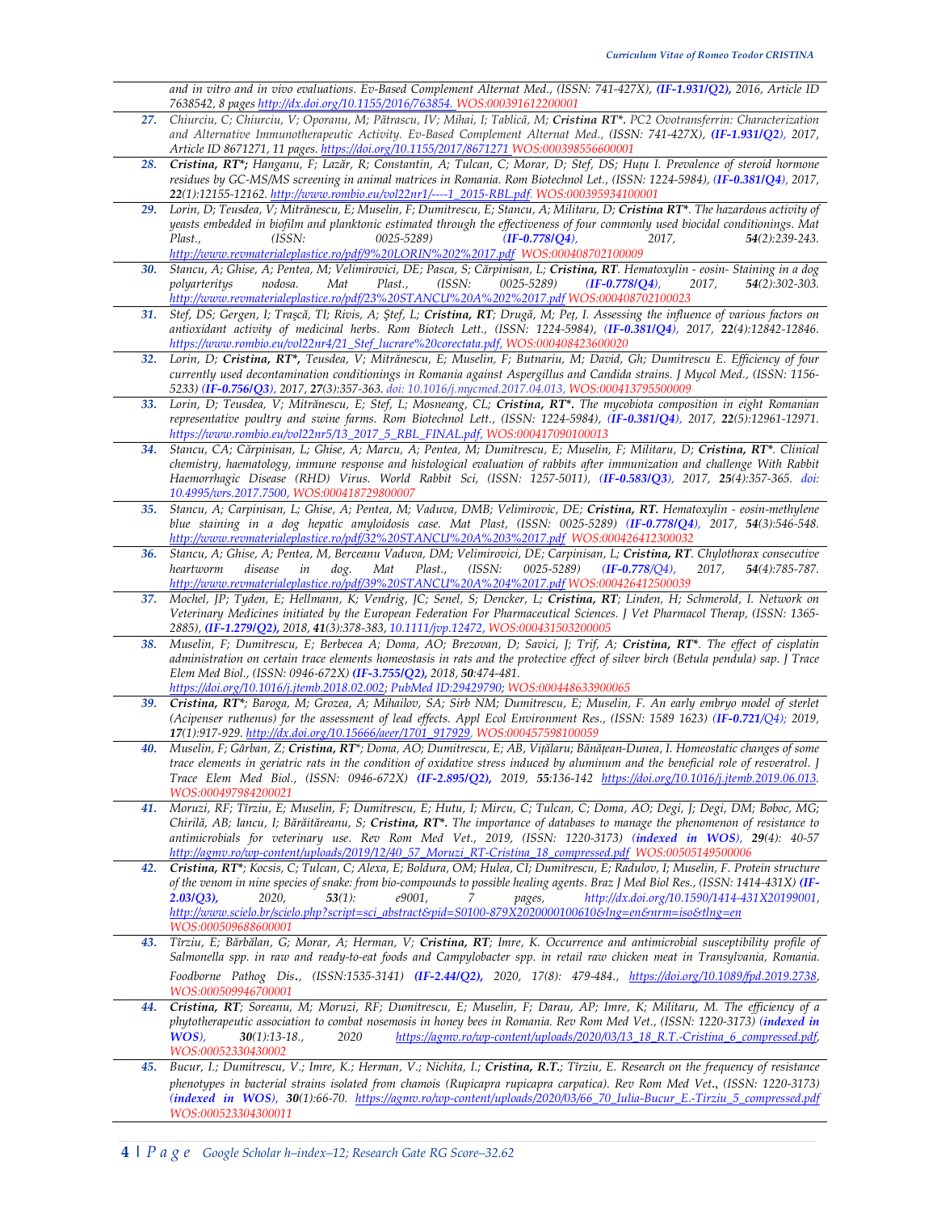and in vitro and in vivo evaluations. *Ev-Based Complement Alternat Med.*, (ISSN: 741-427X), **(IF-1.931/Q2),** 2016, Article ID 7638542, 8 pages http://dx.doi.org/10.1155/2016/763854. WOS:000391612200001

27. Chiurciu, C; Chiurciu, V; Oporanu, M; Pătrascu, IV; Mihai, I; Tablică, M; ***Cristina RT****. PC2 Ovotransferrin: Characterization and Alternative Immunotherapeutic Activity. *Ev-Based Complement Alternat Med.*, (ISSN: 741-427X), **(IF-1.931/Q2)**, 2017, Article ID 8671271, 11 pages. https://doi.org/10.1155/2017/8671271 WOS:000398556600001

28. ***Cristina, RT****; Hanganu, F; Lazăr, R; Constantin, A; Tulcan, C; Morar, D; Stef, DS; Huțu I. Prevalence of steroid hormone residues by GC-MS/MS screening in animal matrices in Romania. *Rom Biotechnol Let.*, (ISSN: 1224-5984), **(IF-0.381/Q4)**, 2017, ***22****(1)*:12155-12162. http://www.rombio.eu/vol22nr1/----1_2015-RBL.pdf. WOS:000395934100001

29. Lorin, D; Teusdea, V; Mitrănescu, E; Muselin, F; Dumitrescu, E; Stancu, A; Militaru, D; ***Cristina RT****. The hazardous activity of yeasts embedded in biofilm and planktonic estimated through the effectiveness of four commonly used biocidal conditionings. *Mat Plast.*, (ISSN: 0025-5289) **(IF-0.778/Q4)**, 2017, ***54****(2)*:239-243. http://www.revmaterialeplastice.ro/pdf/9%20LORIN%202%2017.pdf WOS:000408702100009

30. Stancu, A; Ghise, A; Pentea, M; Velimirovici, DE; Pasca, S; Cărpinisan, L; ***Cristina, RT***. Hematoxylin - eosin- Staining in a dog polyarteritys nodosa. *Mat Plast.*, (ISSN: 0025-5289) **(IF-0.778/Q4)**, 2017, ***54****(2)*:302-303. http://www.revmaterialeplastice.ro/pdf/23%20STANCU%20A%202%2017.pdf WOS:000408702100023

31. Stef, DS; Gergen, I; Trașcă, TI; Rivis, A; Ștef, L; ***Cristina, RT***; Drugă, M; Peț, I. Assessing the influence of various factors on antioxidant activity of medicinal herbs. *Rom Biotech Lett.*, (ISSN: 1224-5984), **(IF-0.381/Q4)**, 2017, ***22****(4)*:12842-12846. https://www.rombio.eu/vol22nr4/21_Stef_lucrare%20corectata.pdf, WOS:000408423600020

32. Lorin, D; ***Cristina, RT****, Teusdea, V; Mitrănescu, E; Muselin, F; Butnariu, M; David, Gh; Dumitrescu E. Efficiency of four currently used decontamination conditionings in Romania against Aspergillus and Candida strains. *J Mycol Med.*, (ISSN: 1156-5233) **(IF-0.756/Q3)**, 2017, ***27****(3)*:357-363. doi: 10.1016/j.mycmed.2017.04.013, WOS:000413795500009

33. Lorin, D; Teusdea, V; Mitrănescu, E; Stef, L; Mosneang, CL; ***Cristina, RT****. The mycobiota composition in eight Romanian representative poultry and swine farms. *Rom Biotechnol Lett.*, (ISSN: 1224-5984), **(IF-0.381/Q4)**, 2017, ***22****(5)*:12961-12971. https://www.rombio.eu/vol22nr5/13_2017_5_RBL_FINAL.pdf, WOS:000417090100013

34. Stancu, CA; Cărpinisan, L; Ghise, A; Marcu, A; Pentea, M; Dumitrescu, E; Muselin, F; Militaru, D; ***Cristina, RT****. Clinical chemistry, haematology, immune response and histological evaluation of rabbits after immunization and challenge With Rabbit Haemorrhagic Disease (RHD) Virus. *World Rabbit Sci*, (ISSN: 1257-5011), **(IF-0.583/Q3)**, 2017, ***25****(4)*:357-365. doi: 10.4995/wrs.2017.7500, WOS:000418729800007

35. Stancu, A; Carpinisan, L; Ghise, A; Pentea, M; Vaduva, DMB; Velimirovic, DE; ***Cristina, RT.*** Hematoxylin - eosin-methylene blue staining in a dog hepatic amyloidosis case. *Mat Plast*, (ISSN: 0025-5289) **(IF-0.778/Q4)**, 2017, ***54****(3)*:546-548. http://www.revmaterialeplastice.ro/pdf/32%20STANCU%20A%203%2017.pdf WOS:000426412300032

36. Stancu, A; Ghise, A; Pentea, M, Berceanu Vaduva, DM; Velimirovici, DE; Carpinisan, L; ***Cristina, RT***. Chylothorax consecutive heartworm disease in dog. *Mat Plast.*, (ISSN: 0025-5289) **(IF-0.778/Q4)**, 2017, ***54****(4)*:785-787. http://www.revmaterialeplastice.ro/pdf/39%20STANCU%20A%204%2017.pdf WOS:000426412500039

37. Mochel, JP; Tyden, E; Hellmann, K; Vendrig, JC; Senel, S; Dencker, L; ***Cristina, RT***; Linden, H; Schmerold, I. Network on Veterinary Medicines initiated by the European Federation For Pharmaceutical Sciences. *J Vet Pharmacol Therap*, (ISSN: 1365-2885), **(IF-1.279/Q2),** 2018, ***41****(3)*:378-383, 10.1111/jvp.12472, WOS:000431503200005

38. Muselin, F; Dumitrescu, E; Berbecea A; Doma, AO; Brezovan, D; Savici, J; Trif, A; ***Cristina, RT****. The effect of cisplatin administration on certain trace elements homeostasis in rats and the protective effect of silver birch (Betula pendula) sap. *J Trace Elem Med Biol.*, (ISSN: 0946-672X) **(IF-3.755/Q2),** 2018, ***50***:474-481. https://doi.org/10.1016/j.jtemb.2018.02.002; PubMed ID:29429790; WOS:000448633900065

39. ***Cristina, RT****; Baroga, M; Grozea, A; Mihailov, SA; Sirb NM; Dumitrescu, E; Muselin, F. An early embryo model of sterlet (Acipenser ruthenus) for the assessment of lead effects. *Appl Ecol Environment Res.*, (ISSN: 1589 1623) **(IF-0.721/Q4)**; 2019, ***17****(1)*:917-929. http://dx.doi.org/10.15666/aeer/1701_917929, WOS:000457598100059

40. Muselin, F; Gârban, Z; ***Cristina, RT****; Doma, AO; Dumitrescu, E; AB, Vițălaru; Bănățean-Dunea, I. Homeostatic changes of some trace elements in geriatric rats in the condition of oxidative stress induced by aluminum and the beneficial role of resveratrol. *J Trace Elem Med Biol.*, (ISSN: 0946-672X) **(IF-2.895/Q2),** 2019, ***55***:136-142 https://doi.org/10.1016/j.jtemb.2019.06.013. WOS:000497984200021

41. Moruzi, RF; Tîrziu, E; Muselin, F; Dumitrescu, E; Hutu, I; Mircu, C; Tulcan, C; Doma, AO; Degi, J; Degi, DM; Boboc, MG; Chirilă, AB; Iancu, I; Bărăităreanu, S; ***Cristina, RT****. The importance of databases to manage the phenomenon of resistance to antimicrobials for veterinary use. *Rev Rom Med Vet.*, 2019, (ISSN: 1220-3173) **(indexed in WOS)**, ***29****(4)*: 40-57 http://agmv.ro/wp-content/uploads/2019/12/40_57_Moruzi_RT-Cristina_18_compressed.pdf WOS:000505149500006

42. ***Cristina, RT****; Kocsis, C; Tulcan, C; Alexa, E; Boldura, OM; Hulea, CI; Dumitrescu, E; Radulov, I; Muselin, F. Protein structure of the venom in nine species of snake: from bio-compounds to possible healing agents. *Braz J Med Biol Res.*, (ISSN: 1414-431X) **(IF-2.03/Q3),** 2020, ***53****(1)*: e9001, 7 pages, http://dx.doi.org/10.1590/1414-431X20199001, http://www.scielo.br/scielo.php?script=sci_abstract&pid=S0100-879X2020000100610&lng=en&nrm=iso&tlng=en WOS:000509688600001

43. Tîrziu, E; Bărbălan, G; Morar, A; Herman, V; ***Cristina, RT***; Imre, K. Occurrence and antimicrobial susceptibility profile of Salmonella spp. in raw and ready-to-eat foods and Campylobacter spp. in retail raw chicken meat in Transylvania, Romania. *Foodborne Pathog Dis.*, (ISSN:1535-3141) **(IF-2.44/Q2),** 2020, 17(8): 479-484., https://doi.org/10.1089/fpd.2019.2738, WOS:000509946700001

44. ***Cristina, RT***; Soreanu, M; Moruzi, RF; Dumitrescu, E; Muselin, F; Darau, AP; Imre, K; Militaru, M. The efficiency of a phytotherapeutic association to combat nosemosis in honey bees in Romania. *Rev Rom Med Vet.*, (ISSN: 1220-3173) **(indexed in WOS)**, ***30****(1)*:13-18., 2020 https://agmv.ro/wp-content/uploads/2020/03/13_18_R.T.-Cristina_6_compressed.pdf, WOS:00052330430002

45. Bucur, I.; Dumitrescu, V.; Imre, K.; Herman, V.; Nichita, I.; ***Cristina, R.T.***; Tîrziu, E. Research on the frequency of resistance phenotypes in bacterial strains isolated from chamois (Rupicapra rupicapra carpatica). *Rev Rom Med Vet.*, (ISSN: 1220-3173) **(indexed in WOS)**, ***30****(1)*:66-70. https://agmv.ro/wp-content/uploads/2020/03/66_70_Iulia-Bucur_E.-Tirziu_5_compressed.pdf WOS:000523304300011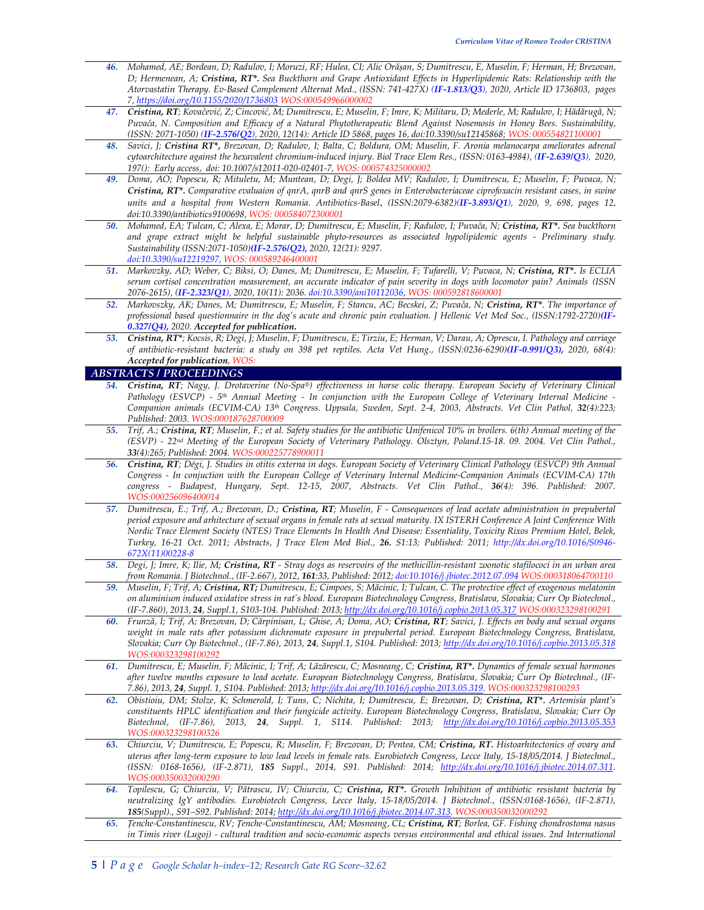46. Mohamed, AE; Bordean, D; Radulov, I; Moruzi, RF; Hulea, CI; Alic Orăşan, S; Dumitrescu, E, Muselin, F; Herman, H; Brezovan, D; Hermenean, A; **Cristina, RT***. Sea Buckthorn and Grape Antioxidant Effects in Hyperlipidemic Rats: Relationship with the Atorvastatin Therapy. Ev-Based Complement Alternat Med., (ISSN: 741-427X) (**IF-1.813/Q3**), 2020, Article ID 1736803, pages 7, https://doi.org/10.1155/2020/1736803 WOS:000549966000002

47. **Cristina, RT**; Kovačević, Z; Cincović, M; Dumitrescu, E; Muselin, F; Imre, K; Militaru, D; Mederle, M; Radulov, I; Hădărugă, N; Puvača, N. Composition and Efficacy of a Natural Phytotherapeutic Blend Against Nosemosis in Honey Bees. Sustainability, (ISSN: 2071-1050) (**IF-2.576/Q2**), 2020, 12(14): Article ID 5868, pages 16, doi:10.3390/su12145868; WOS: 000554821100001

48. Savici, J; **Cristina RT***, Brezovan, D; Radulov, I; Balta, C; Boldura, OM; Muselin, F. Aronia melanocarpa ameliorates adrenal cytoarchitecture against the hexavalent chromium-induced injury. Biol Trace Elem Res., (ISSN: 0163-4984), (**IF-2.639/Q3**), 2020, 197(): Early access, doi: 10.1007/s12011-020-02401-7, WOS: 000574325000002

49. Doma, AO; Popescu, R; Mituletu, M; Muntean, D; Degi, J; Boldea MV; Radulov, I; Dumitrescu, E; Muselin, F; Puvaca, N; **Cristina, RT***. Comparative evaluaion of qnrA, qnrB and qnrS genes in Enterobacteriaceae ciprofoxacin resistant cases, in swine units and a hospital from Western Romania. Antibiotics-Basel, (ISSN:2079-6382)(**IF-3.893/Q1**), 2020, 9, 698, pages 12, doi:10.3390/antibiotics9100698, WOS: 000584072300001

50. Mohamed, EA; Tulcan, C; Alexa, E; Morar, D; Dumitrescu, E; Muselin, F; Radulov, I; Puvača, N; **Cristina, RT***. Sea buckthorn and grape extract might be helpful sustainable phyto-resources as associated hypolipidemic agents - Preliminary study. Sustainability (ISSN:2071-1050)(**IF-2.576/Q2),** 2020, 12(21): 9297. doi:10.3390/su12219297, WOS: 000589246400001

51. Markovzky, AD; Weber, C; Biksi, O; Danes, M; Dumitrescu, E; Muselin, F; Tufarelli, V; Puvaca, N; **Cristina, RT***. Is ECLIA serum cortisol concentration measurement, an accurate indicator of pain severity in dogs with locomotor pain? Animals (ISSN 2076-2615), (**IF-2.323/Q1**), 2020, 10(11): 2036. doi:10.3390/ani10112036, WOS: 000592818600001

52. Markovszky, AK; Danes, M; Dumitrescu, E; Muselin, F; Stancu, AC; Becskei, Z; Puvača, N; **Cristina, RT***. The importance of professional based questionnaire in the dog's acute and chronic pain evaluation. J Hellenic Vet Med Soc., (ISSN:1792-2720)(**IF-0.327/Q4),** 2020. **Accepted for publication.**

53. **Cristina, RT***; Kocsis, R; Degi, J; Muselin, F; Dumitrescu, E; Tirziu, E; Herman, V; Darau, A; Oprescu, I. Pathology and carriage of antibiotic-resistant bacteria: a study on 398 pet reptiles. Acta Vet Hung., (ISSN:0236-6290)(**IF-0.991/Q3),** 2020, 68(4): **Accepted for publication**, WOS:

## ABSTRACTS / PROCEEDINGS

54. **Cristina, RT**; Nagy, J. Drotaverine (No-Spa®) effectiveness in horse colic therapy. European Society of Veterinary Clinical Pathology (ESVCP) - 5th Annual Meeting - In conjunction with the European College of Veterinary Internal Medicine - Companion animals (ECVIM-CA) 13th Congress. Uppsala, Sweden, Sept. 2-4, 2003, Abstracts. Vet Clin Pathol, **32**(4):223; Published: 2003. WOS:000187628700009

55. Trif, A.; **Cristina, RT**; Muselin, F.; et al. Safety studies for the antibiotic Unifenicol 10% in broilers. 6(th) Annual meeting of the (ESVP) - 22nd Meeting of the European Society of Veterinary Pathology. Olsztyn, Poland.15-18. 09. 2004. Vet Clin Pathol., **33**(4):265; Published: 2004. WOS:000225778900011

56. **Cristina, RT**; Dégi, J. Studies in otitis externa in dogs. European Society of Veterinary Clinical Pathology (ESVCP) 9th Annual Congress - In conjuction with the European College of Veterinary Internal Medicine-Companion Animals (ECVIM-CA) 17th congress - Budapest, Hungary, Sept. 12-15, 2007, Abstracts. Vet Clin Pathol., **36**(4): 396. Published: 2007. WOS:000256096400014

57. Dumitrescu, E.; Trif, A.; Brezovan, D.; **Cristina, RT**; Muselin, F - Consequences of lead acetate administration in prepubertal period exposure and arhitecture of sexual organs in female rats at sexual maturity. IX ISTERH Conference A Joint Conference With Nordic Trace Element Society (NTES) Trace Elements In Health And Disease: Essentiality, Toxicity Rixos Premium Hotel, Belek, Turkey, 16-21 Oct. 2011; Abstracts, J Trace Elem Med Biol., **26.** S1:13; Published: 2011; http://dx.doi.org/10.1016/S0946-672X(11)00228-8

58. Degi, J; Imre, K; Ilie, M; **Cristina, RT** - Stray dogs as reservoirs of the methicillin-resistant zoonotic stafilococi in an urban area from Romania. J Biotechnol., (IF-2.667), 2012, **161**:33, Published: 2012; doi:10.1016/j.jbiotec.2012.07.094 WOS:000318064700110

59. Muselin, F; Trif, A; **Cristina, RT;** Dumitrescu, E; Cimpoes, S; Măcinic, I; Tulcan, C. The protective effect of exogenous melatonin on aluminium induced oxidative stress in rat's blood. European Biotechnology Congress, Bratislava, Slovakia; Curr Op Biotechnol., (IF-7.860), 2013, **24**, Suppl.1, S103-104. Published: 2013; http://dx.doi.org/10.1016/j.copbio.2013.05.317 WOS:000323298100291

60. Frunză, I; Trif, A; Brezovan, D; Cărpinisan, L; Ghise, A; Doma, AO; **Cristina, RT**; Savici, J. Effects on body and sexual organs weight in male rats after potassium dichromate exposure in prepubertal period. European Biotechnology Congress, Bratislava, Slovakia; Curr Op Biotechnol., (IF-7.86), 2013, **24**, Suppl.1, S104. Published: 2013; http://dx.doi.org/10.1016/j.copbio.2013.05.318 WOS:000323298100292

61. Dumitrescu, E; Muselin, F; Măcinic, I; Trif, A; Lăzărescu, C; Mosneang, C; **Cristina, RT***. Dynamics of female sexual hormones after twelve months exposure to lead acetate. European Biotechnology Congress, Bratislava, Slovakia; Curr Op Biotechnol., (IF-7.86), 2013, **24**, Suppl. 1, S104. Published: 2013; http://dx.doi.org/10.1016/j.copbio.2013.05.319. WOS:000323298100293

62. Obistioiu, DM; Stolze, K; Schmerold, I; Tuns, C; Nichita, I; Dumitrescu, E; Brezovan, D; **Cristina, RT***. Artemisia plant's constituents HPLC identification and their fungicide activity. European Biotechnology Congress, Bratislava, Slovakia; Curr Op Biotechnol, (IF-7.86), 2013, **24**, Suppl. 1, S114. Published: 2013; http://dx.doi.org/10.1016/j.copbio.2013.05.353 WOS:000323298100326

63. Chiurciu, V; Dumitrescu, E; Popescu, R; Muselin, F; Brezovan, D; Pentea, CM; **Cristina, RT.** Histoarhitectonics of ovary and uterus after long-term exposure to low lead levels in female rats. Eurobiotech Congress, Lecce Italy, 15-18/05/2014. J Biotechnol., (ISSN: 0168-1656), (IF-2.871), **185** Suppl., 2014, S91. Published: 2014; http://dx.doi.org/10.1016/j.jbiotec.2014.07.311. WOS:000350032000290

64. Topilescu, G; Chiurciu, V; Pătrascu, IV; Chiurciu, C; **Cristina, RT***. Growth Inhibition of antibiotic resistant bacteria by neutralizing IgY antibodies. Eurobiotech Congress, Lecce Italy, 15-18/05/2014. J Biotechnol., (ISSN:0168-1656), (IF-2.871), **185**(Suppl)., S91–S92. Published: 2014; http://dx.doi.org/10.1016/j.jbiotec.2014.07.313. WOS:000350032000292

65. Ţenche-Constantinescu, RV; Ţenche-Constantinescu, AM; Mosneang, CL; **Cristina, RT**; Borlea, GF. Fishing chondrostoma nasus in Timis river (Lugoj) - cultural tradition and socio-economic aspects versus environmental and ethical issues. 2nd International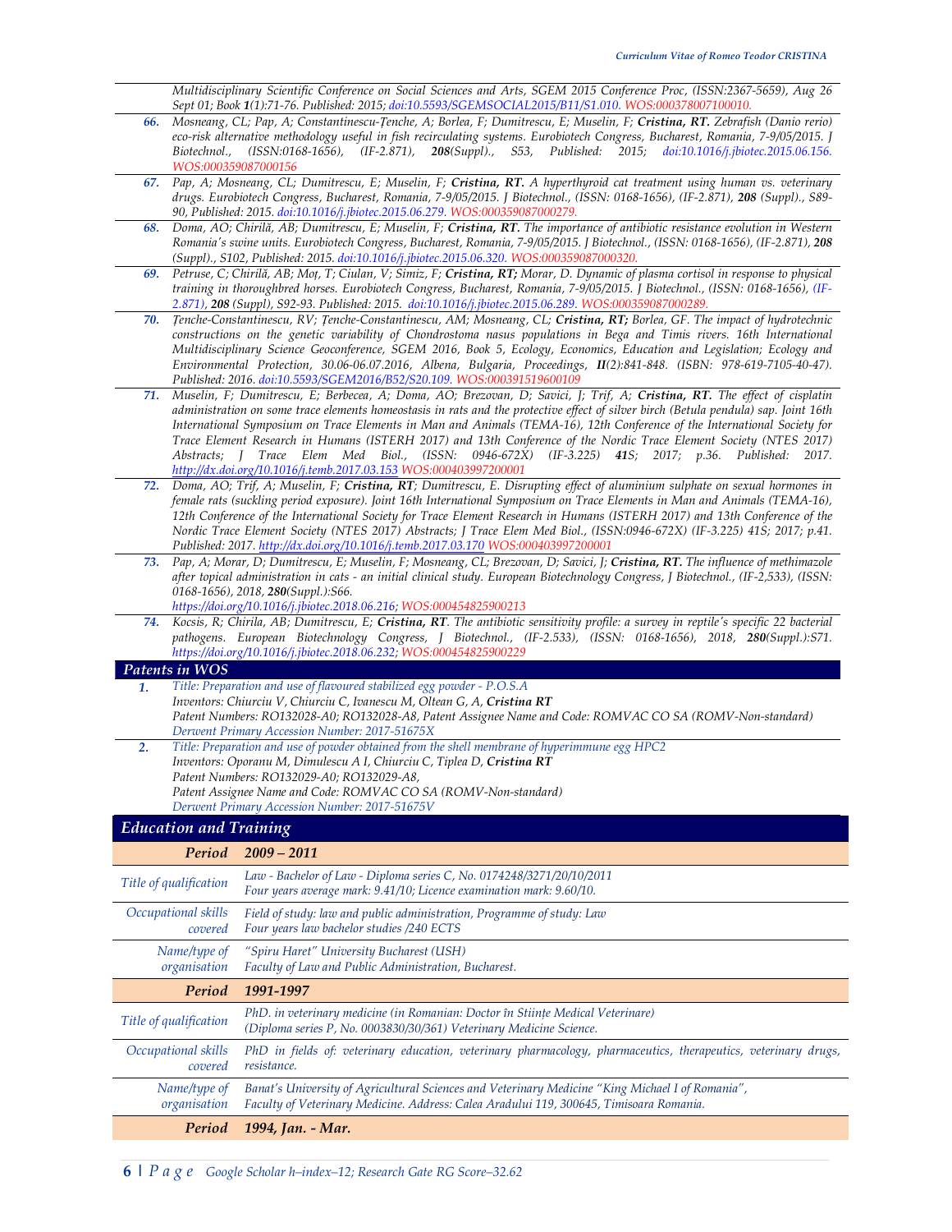Multidisciplinary Scientific Conference on Social Sciences and Arts, SGEM 2015 Conference Proc, (ISSN:2367-5659), Aug 26 Sept 01; Book **1**(1):71-76. Published: 2015; doi:10.5593/SGEMSOCIAL2015/B11/S1.010. WOS:000378007100010.

**66.** Mosneang, CL; Pap, A; Constantinescu-Țenche, A; Borlea, F; Dumitrescu, E; Muselin, F; **Cristina, RT.** Zebrafish (Danio rerio) eco-risk alternative methodology useful in fish recirculating systems. Eurobiotech Congress, Bucharest, Romania, 7-9/05/2015. J Biotechnol., (ISSN:0168-1656), (IF-2.871), **208**(Suppl.), S53, Published: 2015; doi:10.1016/j.jbiotec.2015.06.156. WOS:000359087000156

**67.** Pap, A; Mosneang, CL; Dumitrescu, E; Muselin, F; **Cristina, RT.** A hyperthyroid cat treatment using human vs. veterinary drugs. Eurobiotech Congress, Bucharest, Romania, 7-9/05/2015. J Biotechnol., (ISSN: 0168-1656), (IF-2.871), **208** (Suppl.), S89-90, Published: 2015. doi:10.1016/j.jbiotec.2015.06.279. WOS:000359087000279.

**68.** Doma, AO; Chirilă, AB; Dumitrescu, E; Muselin, F; **Cristina, RT.** The importance of antibiotic resistance evolution in Western Romania's swine units. Eurobiotech Congress, Bucharest, Romania, 7-9/05/2015. J Biotechnol., (ISSN: 0168-1656), (IF-2.871), **208** (Suppl)., S102, Published: 2015. doi:10.1016/j.jbiotec.2015.06.320. WOS:000359087000320.

**69.** Petruse, C; Chirilă, AB; Moț, T; Ciulan, V; Simiz, F; **Cristina, RT;** Morar, D. Dynamic of plasma cortisol in response to physical training in thoroughbred horses. Eurobiotech Congress, Bucharest, Romania, 7-9/05/2015. J Biotechnol., (ISSN: 0168-1656), (IF-2.871), **208** (Suppl), S92-93. Published: 2015. doi:10.1016/j.jbiotec.2015.06.289. WOS:000359087000289.

**70.** Țenche-Constantinescu, RV; Țenche-Constantinescu, AM; Mosneang, CL; **Cristina, RT;** Borlea, GF. The impact of hydrotechnic constructions on the genetic variability of Chondrostoma nasus populations in Bega and Timis rivers. 16th International Multidisciplinary Science Geoconference, SGEM 2016, Book 5, Ecology, Economics, Education and Legislation; Ecology and Environmental Protection, 30.06-06.07.2016, Albena, Bulgaria, Proceedings, **II**(2):841-848. (ISBN: 978-619-7105-40-47). Published: 2016. doi:10.5593/SGEM2016/B52/S20.109. WOS:000391519600109

**71.** Muselin, F; Dumitrescu, E; Berbecea, A; Doma, AO; Brezovan, D; Savici, J; Trif, A; **Cristina, RT.** The effect of cisplatin administration on some trace elements homeostasis in rats and the protective effect of silver birch (Betula pendula) sap. Joint 16th International Symposium on Trace Elements in Man and Animals (TEMA-16), 12th Conference of the International Society for Trace Element Research in Humans (ISTERH 2017) and 13th Conference of the Nordic Trace Element Society (NTES 2017) Abstracts; J Trace Elem Med Biol., (ISSN: 0946-672X) (IF-3.225) **41**S; 2017; p.36. Published: 2017. http://dx.doi.org/10.1016/j.temb.2017.03.153 WOS:000403997200001

**72.** Doma, AO; Trif, A; Muselin, F; **Cristina, RT**; Dumitrescu, E. Disrupting effect of aluminium sulphate on sexual hormones in female rats (suckling period exposure). Joint 16th International Symposium on Trace Elements in Man and Animals (TEMA-16), 12th Conference of the International Society for Trace Element Research in Humans (ISTERH 2017) and 13th Conference of the Nordic Trace Element Society (NTES 2017) Abstracts; J Trace Elem Med Biol., (ISSN:0946-672X) (IF-3.225) 41S; 2017; p.41. Published: 2017. http://dx.doi.org/10.1016/j.temb.2017.03.170 WOS:000403997200001

**73.** Pap, A; Morar, D; Dumitrescu, E; Muselin, F; Mosneang, CL; Brezovan, D; Savici, J; **Cristina, RT.** The influence of methimazole after topical administration in cats - an initial clinical study. European Biotechnology Congress, J Biotechnol., (IF-2,533), (ISSN: 0168-1656), 2018, **280**(Suppl.):S66. https://doi.org/10.1016/j.jbiotec.2018.06.216; WOS:000454825900213

**74.** Kocsis, R; Chirila, AB; Dumitrescu, E; **Cristina, RT**. The antibiotic sensitivity profile: a survey in reptile's specific 22 bacterial pathogens. European Biotechnology Congress, J Biotechnol., (IF-2.533), (ISSN: 0168-1656), 2018, **280**(Suppl.):S71. https://doi.org/10.1016/j.jbiotec.2018.06.232; WOS:000454825900229

## Patents in WOS

**1.** Title: Preparation and use of flavoured stabilized egg powder - P.O.S.A
Inventors: Chiurciu V, Chiurciu C, Ivanescu M, Oltean G, A, **Cristina RT**
Patent Numbers: RO132028-A0; RO132028-A8, Patent Assignee Name and Code: ROMVAC CO SA (ROMV-Non-standard)
Derwent Primary Accession Number: 2017-51675X

**2.** Title: Preparation and use of powder obtained from the shell membrane of hyperimmune egg HPC2
Inventors: Oporanu M, Dimulescu A I, Chiurciu C, Tiplea D, **Cristina RT**
Patent Numbers: RO132029-A0; RO132029-A8,
Patent Assignee Name and Code: ROMVAC CO SA (ROMV-Non-standard)
Derwent Primary Accession Number: 2017-51675V

## Education and Training

| Period | 2009 – 2011 |
|---|---|
| Title of qualification | Law - Bachelor of Law - Diploma series C, No. 0174248/3271/20/10/2011<br>Four years average mark: 9.41/10; Licence examination mark: 9.60/10. |
| Occupational skills covered | Field of study: law and public administration, Programme of study: Law<br>Four years law bachelor studies /240 ECTS |
| Name/type of organisation | "Spiru Haret" University Bucharest (USH)<br>Faculty of Law and Public Administration, Bucharest. |
| **Period** | **1991-1997** |
| Title of qualification | PhD. in veterinary medicine (in Romanian: Doctor în Stiințe Medical Veterinare)<br>(Diploma series P, No. 0003830/30/361) Veterinary Medicine Science. |
| Occupational skills covered | PhD in fields of: veterinary education, veterinary pharmacology, pharmaceutics, therapeutics, veterinary drugs, resistance. |
| Name/type of organisation | Banat's University of Agricultural Sciences and Veterinary Medicine "King Michael I of Romania",<br>Faculty of Veterinary Medicine. Address: Calea Aradului 119, 300645, Timisoara Romania. |
| **Period** | **1994, Jan. - Mar.** |

Google Scholar h–index–12; Research Gate RG Score–32.62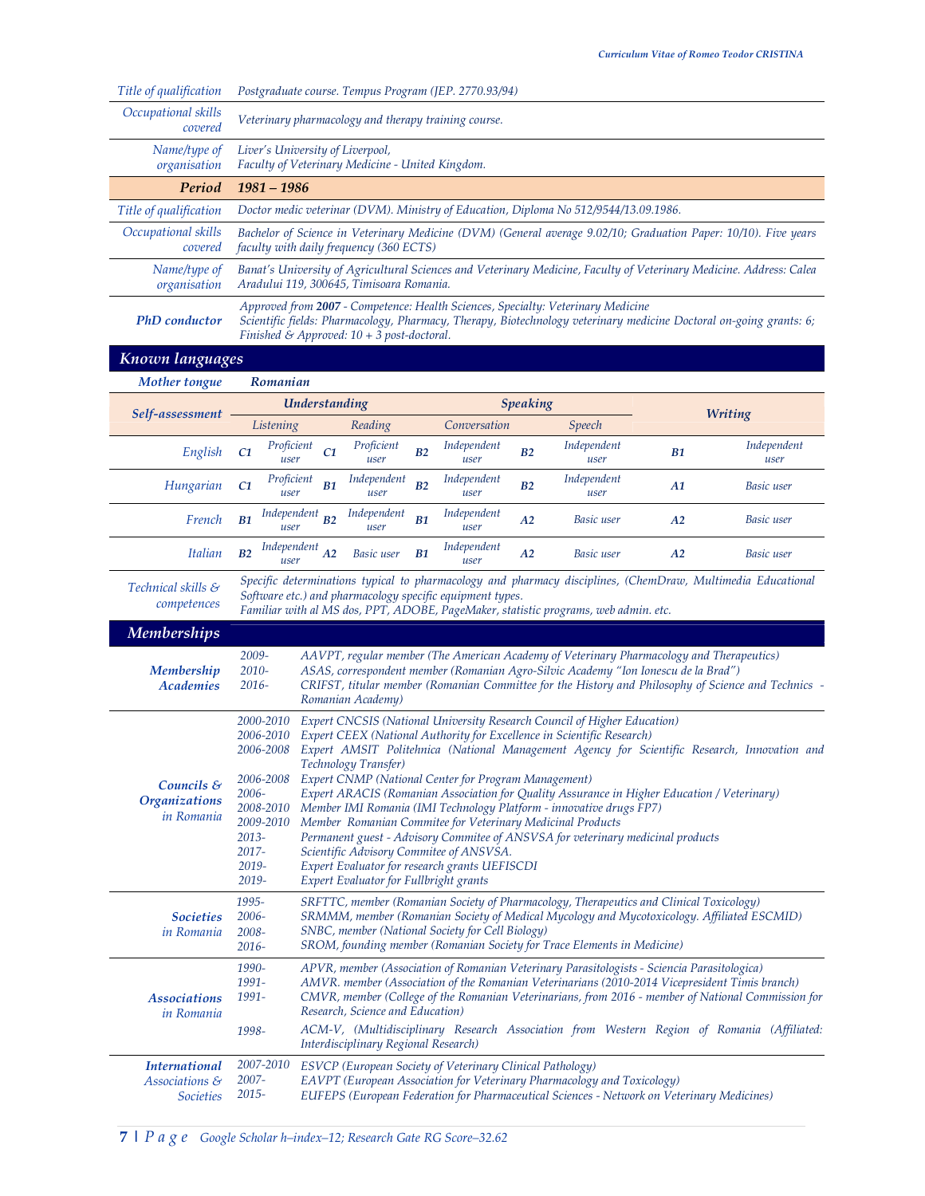| | |
|---|---|
| *Title of qualification* | *Postgraduate course. Tempus Program (JEP. 2770.93/94)* |
| *Occupational skills covered* | *Veterinary pharmacology and therapy training course.* |
| *Name/type of organisation* | *Liver's University of Liverpool, Faculty of Veterinary Medicine - United Kingdom.* |
| ***Period*** | ***1981 – 1986*** |
| *Title of qualification* | *Doctor medic veterinar (DVM). Ministry of Education, Diploma No 512/9544/13.09.1986.* |
| *Occupational skills covered* | *Bachelor of Science in Veterinary Medicine (DVM) (General average 9.02/10; Graduation Paper: 10/10). Five years faculty with daily frequency (360 ECTS)* |
| *Name/type of organisation* | *Banat's University of Agricultural Sciences and Veterinary Medicine, Faculty of Veterinary Medicine. Address: Calea Aradului 119, 300645, Timisoara Romania.* |
| ***PhD conductor*** | *Approved from **2007** - Competence: Health Sciences, Specialty: Veterinary Medicine* <br> *Scientific fields: Pharmacology, Pharmacy, Therapy, Biotechnology veterinary medicine Doctoral on-going grants: 6; Finished & Approved: 10 + 3 post-doctoral.* |

## *Known languages*

***Mother tongue*** ***Romanian***

| ***Self-assessment*** | ***Understanding*** | | | | ***Speaking*** | | | | ***Writing*** | |
|---|---|---|---|---|---|---|---|---|---|---|
| | *Listening* | | *Reading* | | *Conversation* | | *Speech* | | | |
| *English* | ***C1*** | *Proficient user* | ***C1*** | *Proficient user* | ***B2*** | *Independent user* | ***B2*** | *Independent user* | ***B1*** | *Independent user* |
| *Hungarian* | ***C1*** | *Proficient user* | ***B1*** | *Independent user* | ***B2*** | *Independent user* | ***B2*** | *Independent user* | ***A1*** | *Basic user* |
| *French* | ***B1*** | *Independent user* | ***B2*** | *Independent user* | ***B1*** | *Independent user* | ***A2*** | *Basic user* | ***A2*** | *Basic user* |
| *Italian* | ***B2*** | *Independent user* | ***A2*** | *Basic user* | ***B1*** | *Independent user* | ***A2*** | *Basic user* | ***A2*** | *Basic user* |

| | |
|---|---|
| *Technical skills & competences* | *Specific determinations typical to pharmacology and pharmacy disciplines, (ChemDraw, Multimedia Educational Software etc.) and pharmacology specific equipment types.* <br> *Familiar with al MS dos, PPT, ADOBE, PageMaker, statistic programs, web admin. etc.* |

## *Memberships*

| | | |
|---|---|---|
| ***Membership Academies*** | *2009-* | *AAVPT, regular member (The American Academy of Veterinary Pharmacology and Therapeutics)* |
| | *2010-* | *ASAS, correspondent member (Romanian Agro-Silvic Academy "Ion Ionescu de la Brad")* |
| | *2016-* | *CRIFST, titular member (Romanian Committee for the History and Philosophy of Science and Technics - Romanian Academy)* |
| ***Councils & Organizations** in Romania* | *2000-2010* | *Expert CNCSIS (National University Research Council of Higher Education)* |
| | *2006-2010* | *Expert CEEX (National Authority for Excellence in Scientific Research)* |
| | *2006-2008* | *Expert AMSIT Politehnica (National Management Agency for Scientific Research, Innovation and Technology Transfer)* |
| | *2006-2008* | *Expert CNMP (National Center for Program Management)* |
| | *2006-* | *Expert ARACIS (Romanian Association for Quality Assurance in Higher Education / Veterinary)* |
| | *2008-2010* | *Member IMI Romania (IMI Technology Platform - innovative drugs FP7)* |
| | *2009-2010* | *Member Romanian Commitee for Veterinary Medicinal Products* |
| | *2013-* | *Permanent guest - Advisory Commitee of ANSVSA for veterinary medicinal products* |
| | *2017-* | *Scientific Advisory Commitee of ANSVSA.* |
| | *2019-* | *Expert Evaluator for research grants UEFISCDI* |
| | *2019-* | *Expert Evaluator for Fullbright grants* |
| ***Societies** in Romania* | *1995-* | *SRFTTC, member (Romanian Society of Pharmacology, Therapeutics and Clinical Toxicology)* |
| | *2006-* | *SRMMM, member (Romanian Society of Medical Mycology and Mycotoxicology. Affiliated ESCMID)* |
| | *2008-* | *SNBC, member (National Society for Cell Biology)* |
| | *2016-* | *SROM, founding member (Romanian Society for Trace Elements in Medicine)* |
| ***Associations** in Romania* | *1990-* | *APVR, member (Association of Romanian Veterinary Parasitologists - Sciencia Parasitologica)* |
| | *1991-* | *AMVR. member (Association of the Romanian Veterinarians (2010-2014 Vicepresident Timis branch)* |
| | *1991-* | *CMVR, member (College of the Romanian Veterinarians, from 2016 - member of National Commission for Research, Science and Education)* |
| | *1998-* | *ACM-V, (Multidisciplinary Research Association from Western Region of Romania (Affiliated: Interdisciplinary Regional Research)* |
| ***International** Associations & Societies* | *2007-2010* | *ESVCP (European Society of Veterinary Clinical Pathology)* |
| | *2007-* | *EAVPT (European Association for Veterinary Pharmacology and Toxicology)* |
| | *2015-* | *EUFEPS (European Federation for Pharmaceutical Sciences - Network on Veterinary Medicines)* |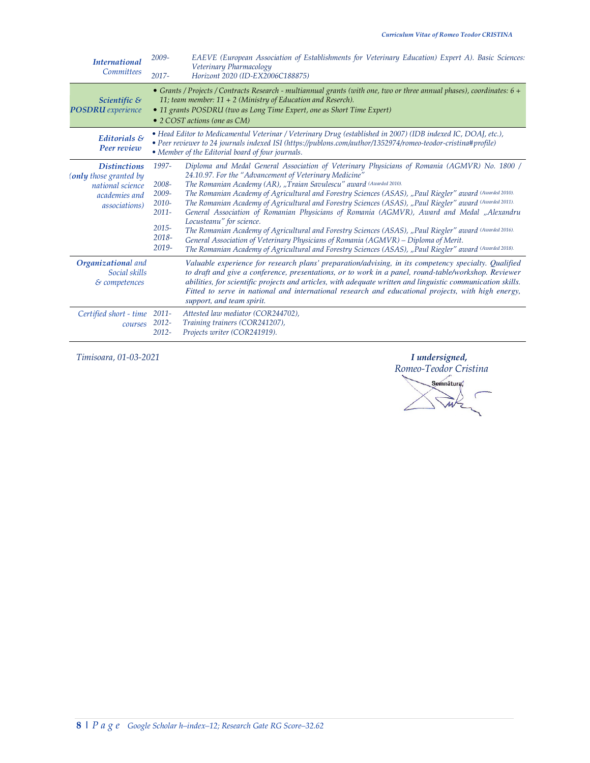| | | |
|---|---|---|
| ***International** Committees* | *2009-* | *EAEVE (European Association of Establishments for Veterinary Education) Expert A). Basic Sciences: Veterinary Pharmacology* |
| | *2017-* | *Horizont 2020 (ID-EX2006C188875)* |
| ***Scientific & POSDRU** experience* | | • *Grants / Projects / Contracts Research - multiannual grants (with one, two or three annual phases), coordinates: 6 + 11; team member: 11 + 2 (Ministry of Education and Reserch).* <br> • *11 grants POSDRU (two as Long Time Expert, one as Short Time Expert)* <br> • *2 COST actions (one as CM)* |
| ***Editorials & Peer review*** | | • *Head Editor to Medicamentul Veterinar / Veterinary Drug (established in 2007) (IDB indexed IC, DOAJ, etc.),* <br> • *Peer reviewer to 24 journals indexed ISI (https://publons.com/author/1352974/romeo-teodor-cristina#profile)* <br> • *Member of the Editorial board of four journals.* |
| ***Distinctions** (**only** those granted by national science academies and associations)* | *1997-* | *Diploma and Medal General Association of Veterinary Physicians of Romania (AGMVR) No. 1800 / 24.10.97. For the "Advancement of Veterinary Medicine"* |
| | *2008-* | *The Romanian Academy (AR), „Traian Savulescu" award (Awarded 2010).* |
| | *2009-* | *The Romanian Academy of Agricultural and Forestry Sciences (ASAS), „Paul Riegler" award (Awarded 2010).* |
| | *2010-* | *The Romanian Academy of Agricultural and Forestry Sciences (ASAS), „Paul Riegler" award (Awarded 2011).* |
| | *2011-* | *General Association of Romanian Physicians of Romania (AGMVR), Award and Medal „Alexandru Locusteanu" for science.* |
| | *2015-* | *The Romanian Academy of Agricultural and Forestry Sciences (ASAS), „Paul Riegler" award (Awarded 2016).* |
| | *2018-* | *General Association of Veterinary Physicians of Romania (AGMVR) – Diploma of Merit.* |
| | *2019-* | *The Romanian Academy of Agricultural and Forestry Sciences (ASAS), „Paul Riegler" award (Awarded 2018).* |
| ***Organizational** and Social skills & competences* | | *Valuable experience for research plans' preparation/advising, in its competency specialty. Qualified to draft and give a conference, presentations, or to work in a panel, round-table/workshop. Reviewer abilities, for scientific projects and articles, with adequate written and linguistic communication skills. Fitted to serve in national and international research and educational projects, with high energy, support, and team spirit.* |
| *Certified short - time courses* | *2011-* | *Attested law mediator (COR244702),* |
| | *2012-* | *Training trainers (COR241207),* |
| | *2012-* | *Projects writer (COR241919).* |

*Timisoara, 01-03-2021*

***I undersigned,***
*Romeo-Teodor Cristina*

Semnătura

Google Scholar h–index–12; Research Gate RG Score–32.62